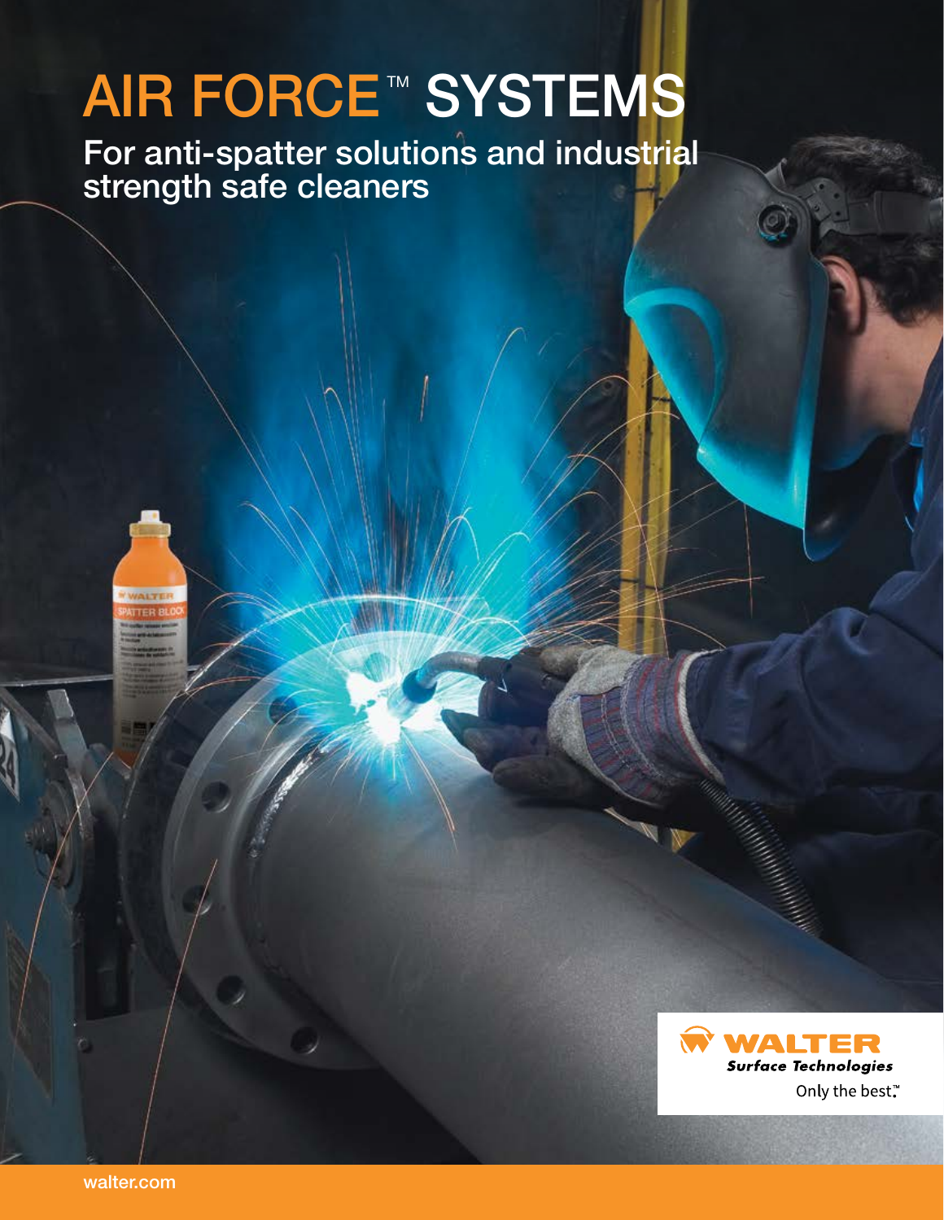# AIR FORCE™ SYSTEMS

## For anti-spatter solutions and industrial strength safe cleaners

**WALTER**
*Surface Technologies*
Only the best.™

walter.com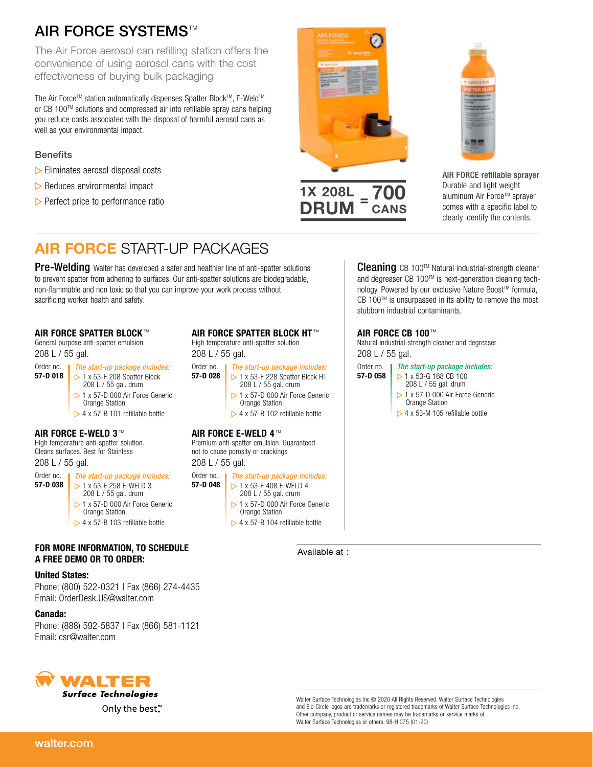# AIR FORCE SYSTEMS™

The Air Force aerosol can refilling station offers the convenience of using aerosol cans with the cost effectiveness of buying bulk packaging

The Air Force™ station automatically dispenses Spatter Block™, E-Weld™ or CB 100™ solutions and compressed air into refillable spray cans helping you reduce costs associated with the disposal of harmful aerosol cans as well as your environmental impact.

### Benefits

- Eliminates aerosol disposal costs
- Reduces environmental impact
- Perfect price to performance ratio

**1X 208L DRUM = 700 CANS**

**AIR FORCE refillable sprayer**
Durable and light weight aluminum Air Force™ sprayer comes with a specific label to clearly identify the contents.

## AIR FORCE START-UP PACKAGES

**Pre-Welding** Walter has developed a safer and healthier line of anti-spatter solutions to prevent spatter from adhering to surfaces. Our anti-spatter solutions are biodegradable, non-flammable and non toxic so that you can improve your work process without sacrificing worker health and safety.

### AIR FORCE SPATTER BLOCK™

General purpose anti-spatter emulsion
208 L / 55 gal.

Order no. **57-D 018**

*The start-up package includes:*
- 1 x 53-F 208 Spatter Block 208 L / 55 gal. drum
- 1 x 57-D 000 Air Force Generic Orange Station
- 4 x 57-B 101 refillable bottle

### AIR FORCE SPATTER BLOCK HT™

High temperature anti-spatter solution
208 L / 55 gal.

Order no. **57-D 028**

*The start-up package includes:*
- 1 x 53-F 228 Spatter Block HT 208 L / 55 gal. drum
- 1 x 57-D 000 Air Force Generic Orange Station
- 4 x 57-B 102 refillable bottle

### AIR FORCE E-WELD 3™

High temperature anti-spatter solution. Cleans surfaces. Best for Stainless
208 L / 55 gal.

Order no. **57-D 038**

*The start-up package includes:*
- 1 x 53-F 258 E-WELD 3 208 L / 55 gal. drum
- 1 x 57-D 000 Air Force Generic Orange Station
- 4 x 57-B 103 refillable bottle

### AIR FORCE E-WELD 4™

Premium anti-spatter emulsion. Guaranteed not to cause porosity or crackings
208 L / 55 gal.

Order no. **57-D 048**

*The start-up package includes:*
- 1 x 53-F 408 E-WELD 4 208 L / 55 gal. drum
- 1 x 57-D 000 Air Force Generic Orange Station
- 4 x 57-B 104 refillable bottle

**Cleaning** CB 100™ Natural industrial-strength cleaner and degreaser CB 100™ is next-generation cleaning technology. Powered by our exclusive Nature Boost™ formula, CB 100™ is unsurpassed in its ability to remove the most stubborn industrial contaminants.

### AIR FORCE CB 100™

Natural industrial-strength cleaner and degreaser
208 L / 55 gal.

Order no. **57-D 058**

*The start-up package includes:*
- 1 x 53-G 168 CB 100 208 L / 55 gal. drum
- 1 x 57-D 000 Air Force Generic Orange Station
- 4 x 53-M 105 refillable bottle

**FOR MORE INFORMATION, TO SCHEDULE A FREE DEMO OR TO ORDER:**

**United States:**
Phone: (800) 522-0321 | Fax (866) 274-4435
Email: OrderDesk.US@walter.com

**Canada:**
Phone: (888) 592-5837 | Fax (866) 581-1121
Email: csr@walter.com

Available at :

WALTER Surface Technologies
Only the best.™

Walter Surface Technologies Inc.© 2020 All Rights Reserved. Walter Surface Technologies and Bio-Circle logos are trademarks or registered trademarks of Walter Surface Technologies Inc. Other company, product or service names may be trademarks or service marks of Walter Surface Technologies or others. 98-H 075 (01-20)

walter.com